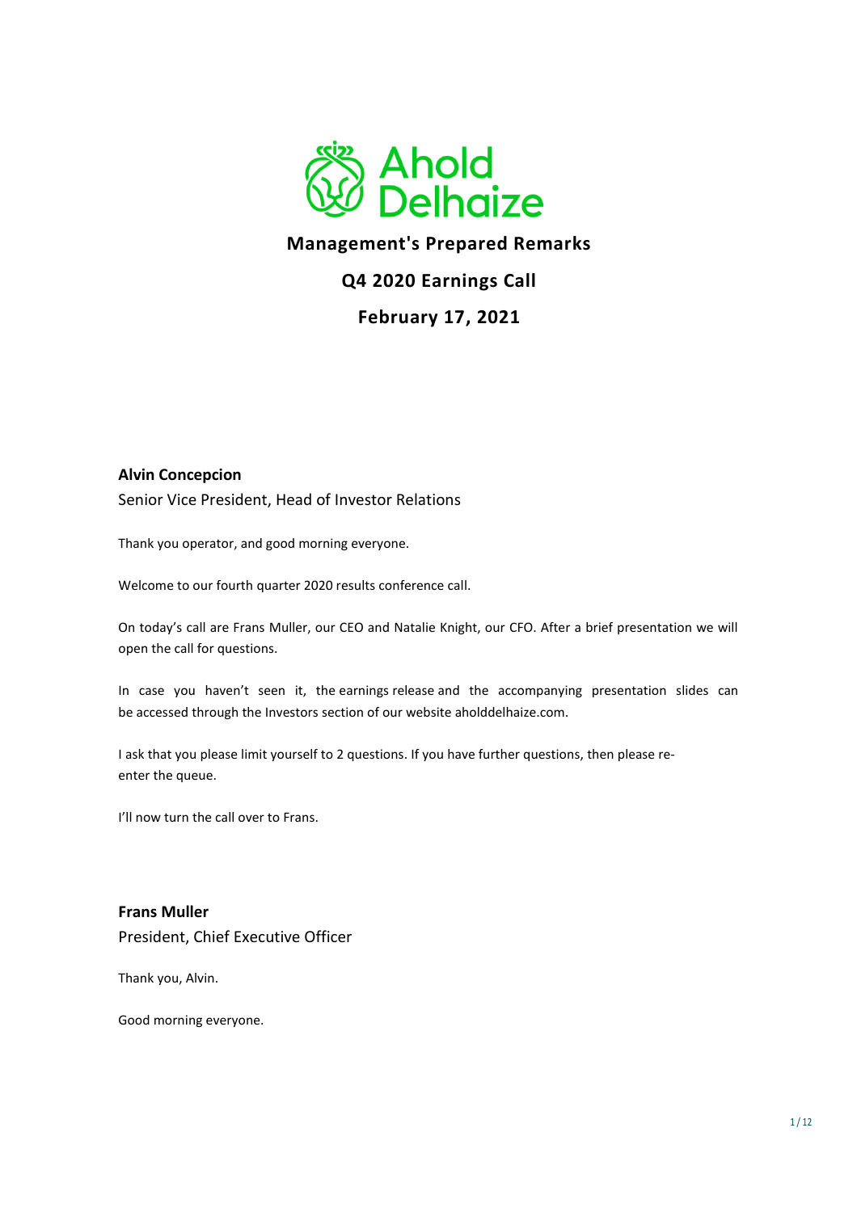Ahold Delhaize

# Management's Prepared Remarks

## Q4 2020 Earnings Call

## February 17, 2021

**Alvin Concepcion**

Senior Vice President, Head of Investor Relations

Thank you operator, and good morning everyone.

Welcome to our fourth quarter 2020 results conference call.

On today's call are Frans Muller, our CEO and Natalie Knight, our CFO. After a brief presentation we will open the call for questions.

In case you haven't seen it, the earnings release and the accompanying presentation slides can be accessed through the Investors section of our website aholddelhaize.com.

I ask that you please limit yourself to 2 questions. If you have further questions, then please re-enter the queue.

I'll now turn the call over to Frans.

**Frans Muller**

President, Chief Executive Officer

Thank you, Alvin.

Good morning everyone.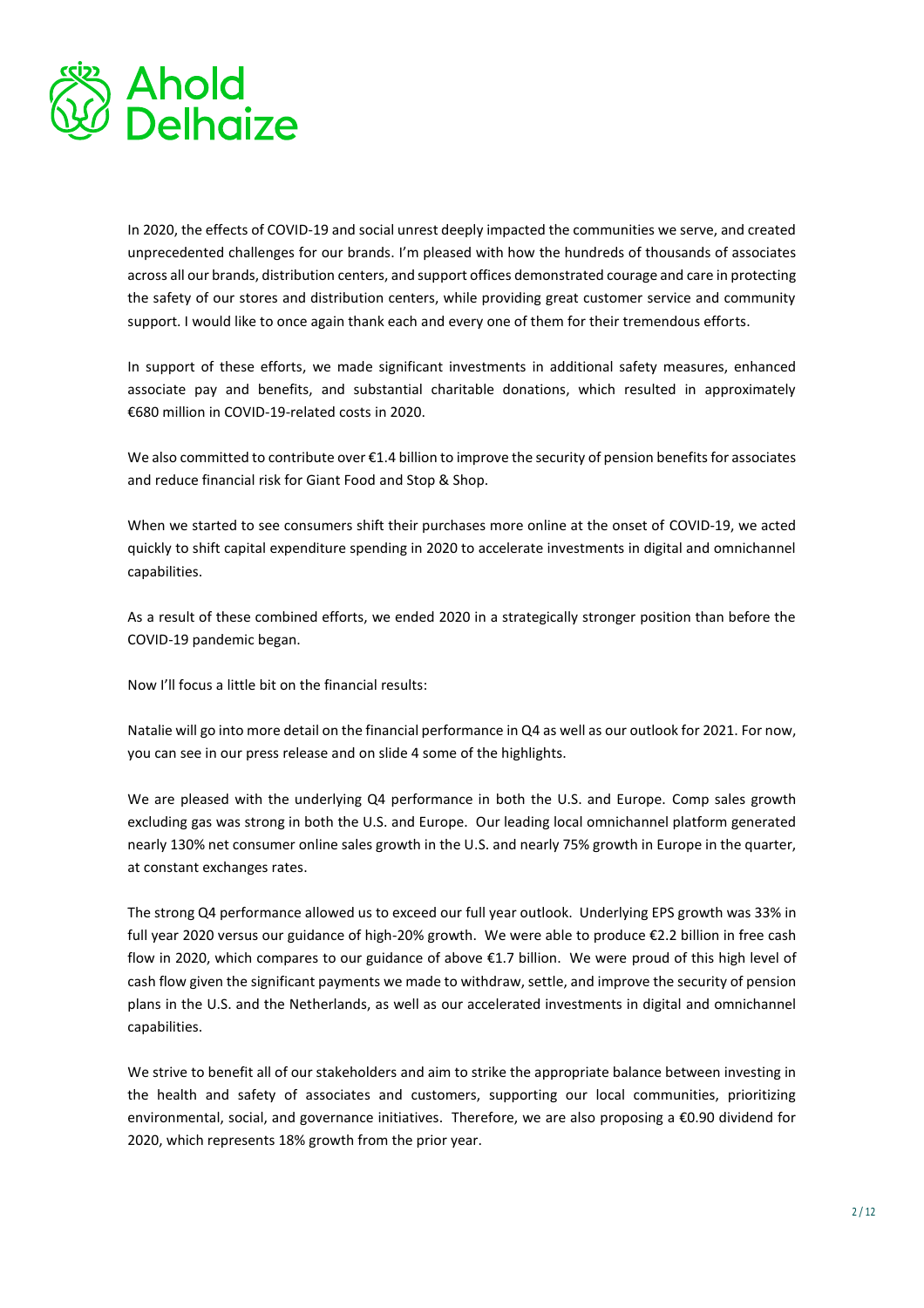In 2020, the effects of COVID-19 and social unrest deeply impacted the communities we serve, and created unprecedented challenges for our brands. I'm pleased with how the hundreds of thousands of associates across all our brands, distribution centers, and support offices demonstrated courage and care in protecting the safety of our stores and distribution centers, while providing great customer service and community support. I would like to once again thank each and every one of them for their tremendous efforts.

In support of these efforts, we made significant investments in additional safety measures, enhanced associate pay and benefits, and substantial charitable donations, which resulted in approximately €680 million in COVID-19-related costs in 2020.

We also committed to contribute over €1.4 billion to improve the security of pension benefits for associates and reduce financial risk for Giant Food and Stop & Shop.

When we started to see consumers shift their purchases more online at the onset of COVID-19, we acted quickly to shift capital expenditure spending in 2020 to accelerate investments in digital and omnichannel capabilities.

As a result of these combined efforts, we ended 2020 in a strategically stronger position than before the COVID-19 pandemic began.

Now I'll focus a little bit on the financial results:

Natalie will go into more detail on the financial performance in Q4 as well as our outlook for 2021. For now, you can see in our press release and on slide 4 some of the highlights.

We are pleased with the underlying Q4 performance in both the U.S. and Europe. Comp sales growth excluding gas was strong in both the U.S. and Europe. Our leading local omnichannel platform generated nearly 130% net consumer online sales growth in the U.S. and nearly 75% growth in Europe in the quarter, at constant exchanges rates.

The strong Q4 performance allowed us to exceed our full year outlook. Underlying EPS growth was 33% in full year 2020 versus our guidance of high-20% growth. We were able to produce €2.2 billion in free cash flow in 2020, which compares to our guidance of above €1.7 billion. We were proud of this high level of cash flow given the significant payments we made to withdraw, settle, and improve the security of pension plans in the U.S. and the Netherlands, as well as our accelerated investments in digital and omnichannel capabilities.

We strive to benefit all of our stakeholders and aim to strike the appropriate balance between investing in the health and safety of associates and customers, supporting our local communities, prioritizing environmental, social, and governance initiatives. Therefore, we are also proposing a €0.90 dividend for 2020, which represents 18% growth from the prior year.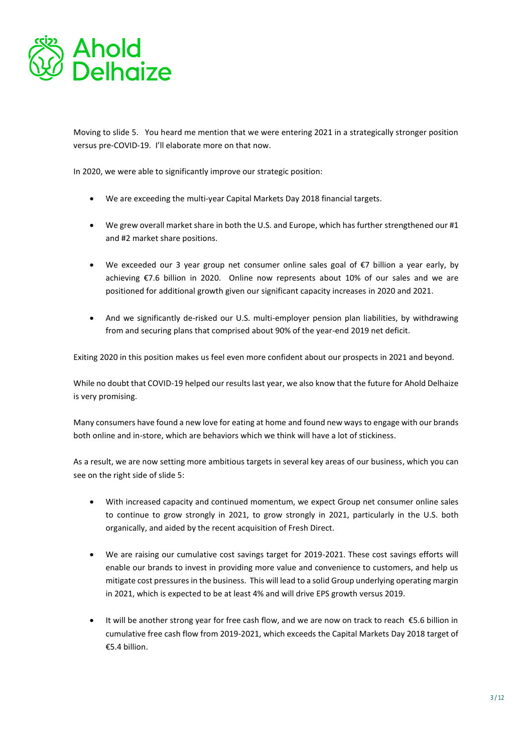Moving to slide 5. You heard me mention that we were entering 2021 in a strategically stronger position versus pre-COVID-19. I'll elaborate more on that now.

In 2020, we were able to significantly improve our strategic position:

- We are exceeding the multi-year Capital Markets Day 2018 financial targets.
- We grew overall market share in both the U.S. and Europe, which has further strengthened our #1 and #2 market share positions.
- We exceeded our 3 year group net consumer online sales goal of €7 billion a year early, by achieving €7.6 billion in 2020. Online now represents about 10% of our sales and we are positioned for additional growth given our significant capacity increases in 2020 and 2021.
- And we significantly de-risked our U.S. multi-employer pension plan liabilities, by withdrawing from and securing plans that comprised about 90% of the year-end 2019 net deficit.

Exiting 2020 in this position makes us feel even more confident about our prospects in 2021 and beyond.

While no doubt that COVID-19 helped our results last year, we also know that the future for Ahold Delhaize is very promising.

Many consumers have found a new love for eating at home and found new ways to engage with our brands both online and in-store, which are behaviors which we think will have a lot of stickiness.

As a result, we are now setting more ambitious targets in several key areas of our business, which you can see on the right side of slide 5:

- With increased capacity and continued momentum, we expect Group net consumer online sales to continue to grow strongly in 2021, to grow strongly in 2021, particularly in the U.S. both organically, and aided by the recent acquisition of Fresh Direct.
- We are raising our cumulative cost savings target for 2019-2021. These cost savings efforts will enable our brands to invest in providing more value and convenience to customers, and help us mitigate cost pressures in the business. This will lead to a solid Group underlying operating margin in 2021, which is expected to be at least 4% and will drive EPS growth versus 2019.
- It will be another strong year for free cash flow, and we are now on track to reach €5.6 billion in cumulative free cash flow from 2019-2021, which exceeds the Capital Markets Day 2018 target of €5.4 billion.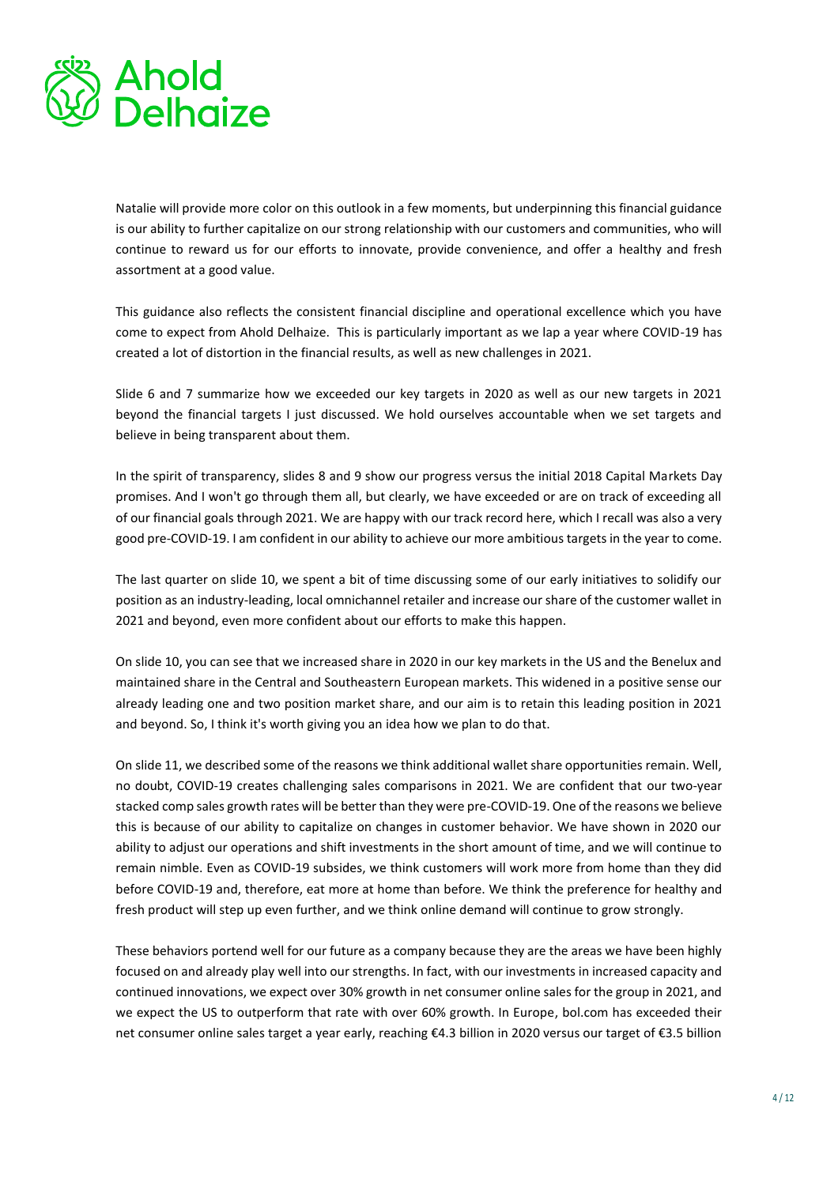Natalie will provide more color on this outlook in a few moments, but underpinning this financial guidance is our ability to further capitalize on our strong relationship with our customers and communities, who will continue to reward us for our efforts to innovate, provide convenience, and offer a healthy and fresh assortment at a good value.

This guidance also reflects the consistent financial discipline and operational excellence which you have come to expect from Ahold Delhaize. This is particularly important as we lap a year where COVID-19 has created a lot of distortion in the financial results, as well as new challenges in 2021.

Slide 6 and 7 summarize how we exceeded our key targets in 2020 as well as our new targets in 2021 beyond the financial targets I just discussed. We hold ourselves accountable when we set targets and believe in being transparent about them.

In the spirit of transparency, slides 8 and 9 show our progress versus the initial 2018 Capital Markets Day promises. And I won't go through them all, but clearly, we have exceeded or are on track of exceeding all of our financial goals through 2021. We are happy with our track record here, which I recall was also a very good pre-COVID-19. I am confident in our ability to achieve our more ambitious targets in the year to come.

The last quarter on slide 10, we spent a bit of time discussing some of our early initiatives to solidify our position as an industry-leading, local omnichannel retailer and increase our share of the customer wallet in 2021 and beyond, even more confident about our efforts to make this happen.

On slide 10, you can see that we increased share in 2020 in our key markets in the US and the Benelux and maintained share in the Central and Southeastern European markets. This widened in a positive sense our already leading one and two position market share, and our aim is to retain this leading position in 2021 and beyond. So, I think it's worth giving you an idea how we plan to do that.

On slide 11, we described some of the reasons we think additional wallet share opportunities remain. Well, no doubt, COVID-19 creates challenging sales comparisons in 2021. We are confident that our two-year stacked comp sales growth rates will be better than they were pre-COVID-19. One of the reasons we believe this is because of our ability to capitalize on changes in customer behavior. We have shown in 2020 our ability to adjust our operations and shift investments in the short amount of time, and we will continue to remain nimble. Even as COVID-19 subsides, we think customers will work more from home than they did before COVID-19 and, therefore, eat more at home than before. We think the preference for healthy and fresh product will step up even further, and we think online demand will continue to grow strongly.

These behaviors portend well for our future as a company because they are the areas we have been highly focused on and already play well into our strengths. In fact, with our investments in increased capacity and continued innovations, we expect over 30% growth in net consumer online sales for the group in 2021, and we expect the US to outperform that rate with over 60% growth. In Europe, bol.com has exceeded their net consumer online sales target a year early, reaching €4.3 billion in 2020 versus our target of €3.5 billion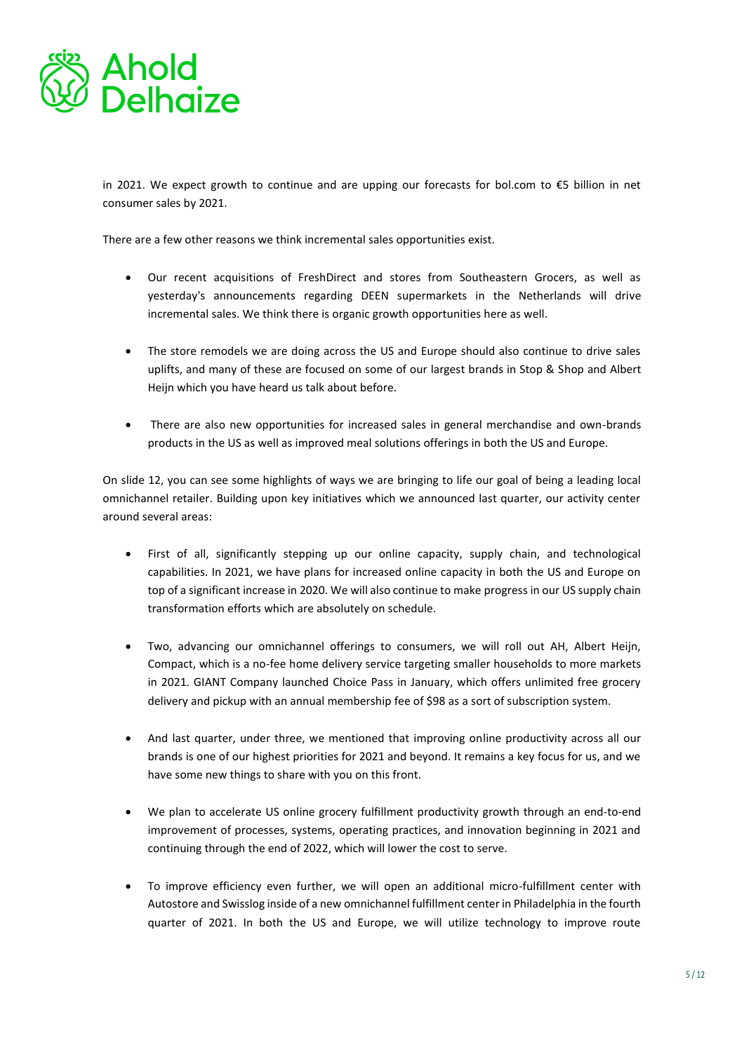in 2021. We expect growth to continue and are upping our forecasts for bol.com to €5 billion in net consumer sales by 2021.

There are a few other reasons we think incremental sales opportunities exist.

- Our recent acquisitions of FreshDirect and stores from Southeastern Grocers, as well as yesterday's announcements regarding DEEN supermarkets in the Netherlands will drive incremental sales. We think there is organic growth opportunities here as well.

- The store remodels we are doing across the US and Europe should also continue to drive sales uplifts, and many of these are focused on some of our largest brands in Stop & Shop and Albert Heijn which you have heard us talk about before.

- There are also new opportunities for increased sales in general merchandise and own-brands products in the US as well as improved meal solutions offerings in both the US and Europe.

On slide 12, you can see some highlights of ways we are bringing to life our goal of being a leading local omnichannel retailer. Building upon key initiatives which we announced last quarter, our activity center around several areas:

- First of all, significantly stepping up our online capacity, supply chain, and technological capabilities. In 2021, we have plans for increased online capacity in both the US and Europe on top of a significant increase in 2020. We will also continue to make progress in our US supply chain transformation efforts which are absolutely on schedule.

- Two, advancing our omnichannel offerings to consumers, we will roll out AH, Albert Heijn, Compact, which is a no-fee home delivery service targeting smaller households to more markets in 2021. GIANT Company launched Choice Pass in January, which offers unlimited free grocery delivery and pickup with an annual membership fee of $98 as a sort of subscription system.

- And last quarter, under three, we mentioned that improving online productivity across all our brands is one of our highest priorities for 2021 and beyond. It remains a key focus for us, and we have some new things to share with you on this front.

- We plan to accelerate US online grocery fulfillment productivity growth through an end-to-end improvement of processes, systems, operating practices, and innovation beginning in 2021 and continuing through the end of 2022, which will lower the cost to serve.

- To improve efficiency even further, we will open an additional micro-fulfillment center with Autostore and Swisslog inside of a new omnichannel fulfillment center in Philadelphia in the fourth quarter of 2021. In both the US and Europe, we will utilize technology to improve route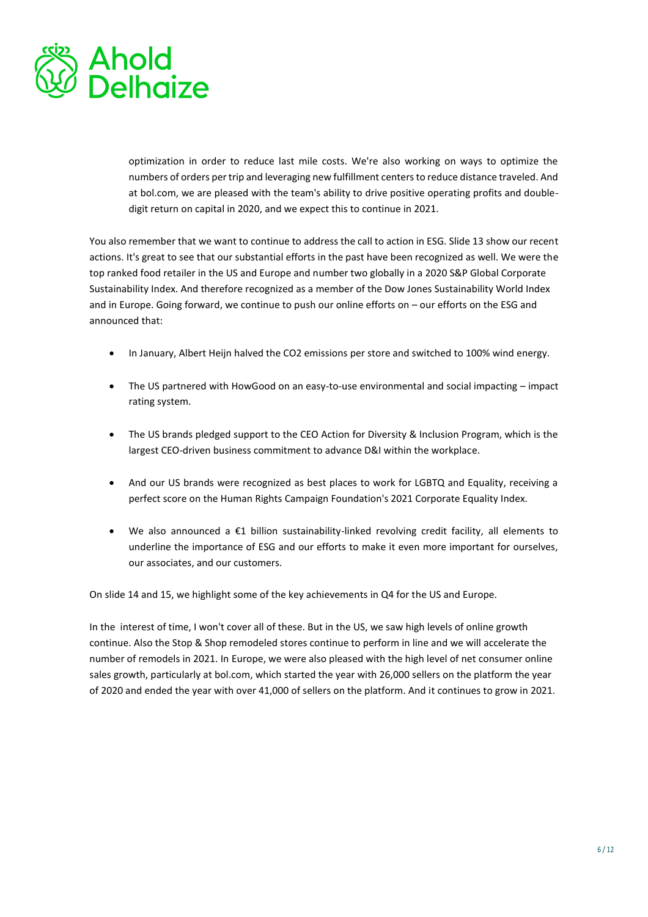optimization in order to reduce last mile costs. We're also working on ways to optimize the numbers of orders per trip and leveraging new fulfillment centers to reduce distance traveled. And at bol.com, we are pleased with the team's ability to drive positive operating profits and double-digit return on capital in 2020, and we expect this to continue in 2021.

You also remember that we want to continue to address the call to action in ESG. Slide 13 show our recent actions. It's great to see that our substantial efforts in the past have been recognized as well. We were the top ranked food retailer in the US and Europe and number two globally in a 2020 S&P Global Corporate Sustainability Index. And therefore recognized as a member of the Dow Jones Sustainability World Index and in Europe. Going forward, we continue to push our online efforts on – our efforts on the ESG and announced that:

- In January, Albert Heijn halved the $CO_2$ emissions per store and switched to 100% wind energy.
- The US partnered with HowGood on an easy-to-use environmental and social impacting – impact rating system.
- The US brands pledged support to the CEO Action for Diversity & Inclusion Program, which is the largest CEO-driven business commitment to advance D&I within the workplace.
- And our US brands were recognized as best places to work for LGBTQ and Equality, receiving a perfect score on the Human Rights Campaign Foundation's 2021 Corporate Equality Index.
- We also announced a €1 billion sustainability-linked revolving credit facility, all elements to underline the importance of ESG and our efforts to make it even more important for ourselves, our associates, and our customers.

On slide 14 and 15, we highlight some of the key achievements in Q4 for the US and Europe.

In the interest of time, I won't cover all of these. But in the US, we saw high levels of online growth continue. Also the Stop & Shop remodeled stores continue to perform in line and we will accelerate the number of remodels in 2021. In Europe, we were also pleased with the high level of net consumer online sales growth, particularly at bol.com, which started the year with 26,000 sellers on the platform the year of 2020 and ended the year with over 41,000 of sellers on the platform. And it continues to grow in 2021.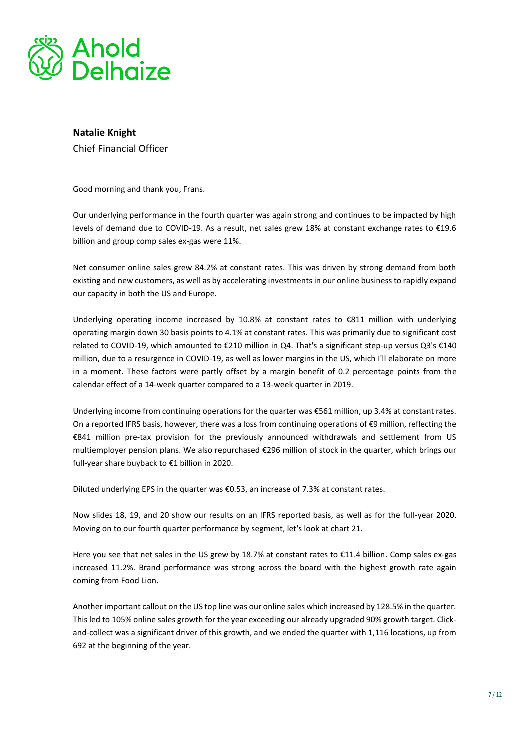**Natalie Knight**

Chief Financial Officer

Good morning and thank you, Frans.

Our underlying performance in the fourth quarter was again strong and continues to be impacted by high levels of demand due to COVID-19. As a result, net sales grew 18% at constant exchange rates to €19.6 billion and group comp sales ex-gas were 11%.

Net consumer online sales grew 84.2% at constant rates. This was driven by strong demand from both existing and new customers, as well as by accelerating investments in our online business to rapidly expand our capacity in both the US and Europe.

Underlying operating income increased by 10.8% at constant rates to €811 million with underlying operating margin down 30 basis points to 4.1% at constant rates. This was primarily due to significant cost related to COVID-19, which amounted to €210 million in Q4. That's a significant step-up versus Q3's €140 million, due to a resurgence in COVID-19, as well as lower margins in the US, which I'll elaborate on more in a moment. These factors were partly offset by a margin benefit of 0.2 percentage points from the calendar effect of a 14-week quarter compared to a 13-week quarter in 2019.

Underlying income from continuing operations for the quarter was €561 million, up 3.4% at constant rates. On a reported IFRS basis, however, there was a loss from continuing operations of €9 million, reflecting the €841 million pre-tax provision for the previously announced withdrawals and settlement from US multiemployer pension plans. We also repurchased €296 million of stock in the quarter, which brings our full-year share buyback to €1 billion in 2020.

Diluted underlying EPS in the quarter was €0.53, an increase of 7.3% at constant rates.

Now slides 18, 19, and 20 show our results on an IFRS reported basis, as well as for the full-year 2020. Moving on to our fourth quarter performance by segment, let's look at chart 21.

Here you see that net sales in the US grew by 18.7% at constant rates to €11.4 billion. Comp sales ex-gas increased 11.2%. Brand performance was strong across the board with the highest growth rate again coming from Food Lion.

Another important callout on the US top line was our online sales which increased by 128.5% in the quarter. This led to 105% online sales growth for the year exceeding our already upgraded 90% growth target. Click-and-collect was a significant driver of this growth, and we ended the quarter with 1,116 locations, up from 692 at the beginning of the year.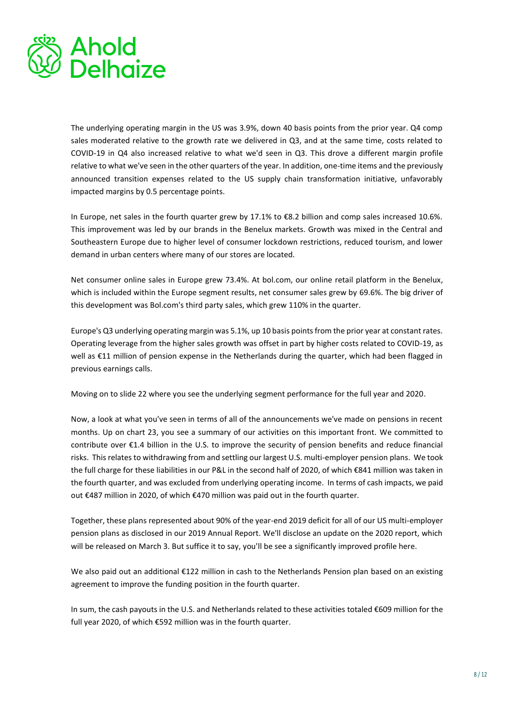The underlying operating margin in the US was 3.9%, down 40 basis points from the prior year. Q4 comp sales moderated relative to the growth rate we delivered in Q3, and at the same time, costs related to COVID-19 in Q4 also increased relative to what we'd seen in Q3. This drove a different margin profile relative to what we've seen in the other quarters of the year. In addition, one-time items and the previously announced transition expenses related to the US supply chain transformation initiative, unfavorably impacted margins by 0.5 percentage points.

In Europe, net sales in the fourth quarter grew by 17.1% to €8.2 billion and comp sales increased 10.6%. This improvement was led by our brands in the Benelux markets. Growth was mixed in the Central and Southeastern Europe due to higher level of consumer lockdown restrictions, reduced tourism, and lower demand in urban centers where many of our stores are located.

Net consumer online sales in Europe grew 73.4%. At bol.com, our online retail platform in the Benelux, which is included within the Europe segment results, net consumer sales grew by 69.6%. The big driver of this development was Bol.com's third party sales, which grew 110% in the quarter.

Europe's Q3 underlying operating margin was 5.1%, up 10 basis points from the prior year at constant rates. Operating leverage from the higher sales growth was offset in part by higher costs related to COVID-19, as well as €11 million of pension expense in the Netherlands during the quarter, which had been flagged in previous earnings calls.

Moving on to slide 22 where you see the underlying segment performance for the full year and 2020.

Now, a look at what you've seen in terms of all of the announcements we've made on pensions in recent months. Up on chart 23, you see a summary of our activities on this important front. We committed to contribute over €1.4 billion in the U.S. to improve the security of pension benefits and reduce financial risks. This relates to withdrawing from and settling our largest U.S. multi-employer pension plans. We took the full charge for these liabilities in our P&L in the second half of 2020, of which €841 million was taken in the fourth quarter, and was excluded from underlying operating income. In terms of cash impacts, we paid out €487 million in 2020, of which €470 million was paid out in the fourth quarter.

Together, these plans represented about 90% of the year-end 2019 deficit for all of our US multi-employer pension plans as disclosed in our 2019 Annual Report. We'll disclose an update on the 2020 report, which will be released on March 3. But suffice it to say, you'll be see a significantly improved profile here.

We also paid out an additional €122 million in cash to the Netherlands Pension plan based on an existing agreement to improve the funding position in the fourth quarter.

In sum, the cash payouts in the U.S. and Netherlands related to these activities totaled €609 million for the full year 2020, of which €592 million was in the fourth quarter.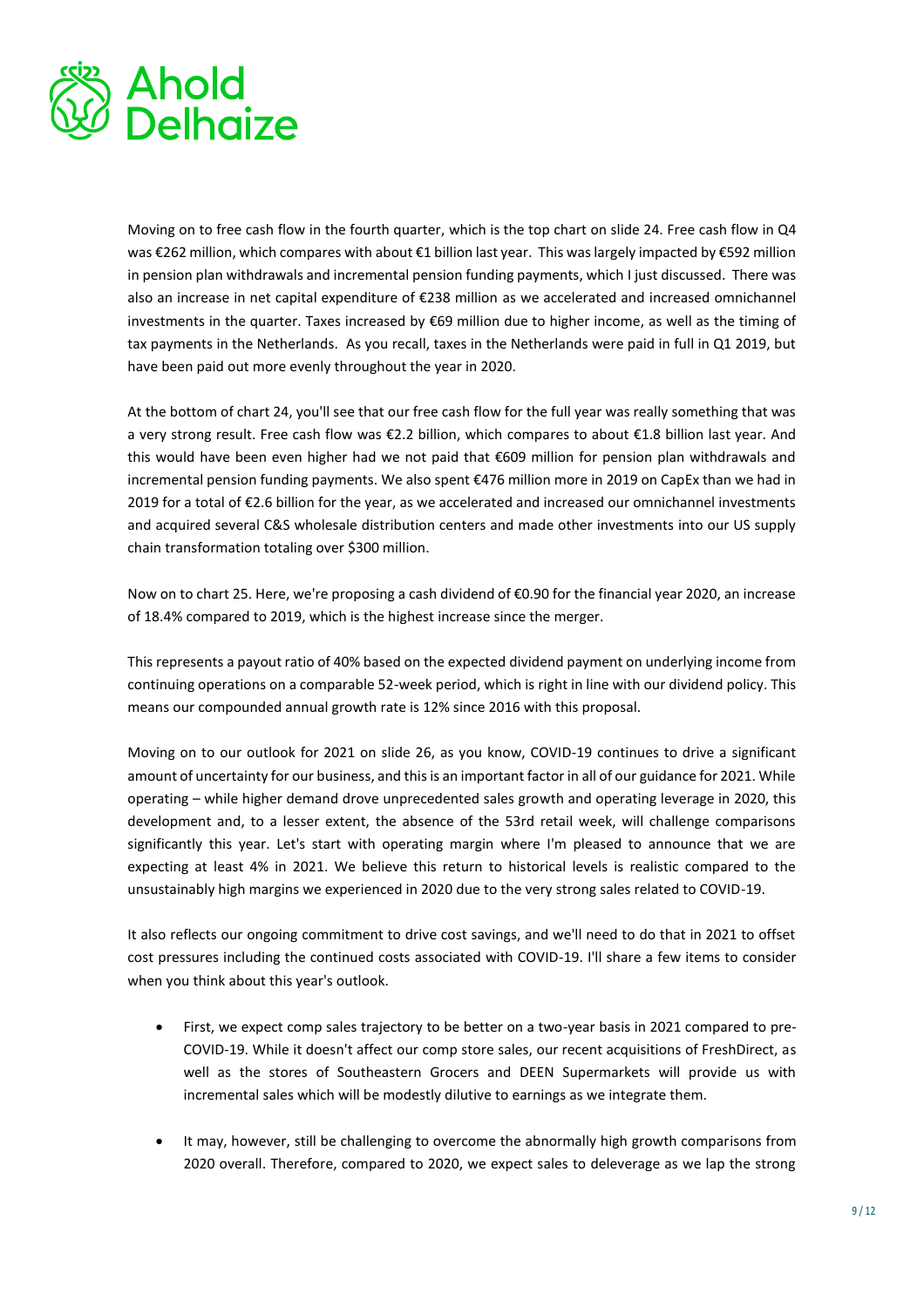Moving on to free cash flow in the fourth quarter, which is the top chart on slide 24. Free cash flow in Q4 was €262 million, which compares with about €1 billion last year. This was largely impacted by €592 million in pension plan withdrawals and incremental pension funding payments, which I just discussed. There was also an increase in net capital expenditure of €238 million as we accelerated and increased omnichannel investments in the quarter. Taxes increased by €69 million due to higher income, as well as the timing of tax payments in the Netherlands. As you recall, taxes in the Netherlands were paid in full in Q1 2019, but have been paid out more evenly throughout the year in 2020.

At the bottom of chart 24, you'll see that our free cash flow for the full year was really something that was a very strong result. Free cash flow was €2.2 billion, which compares to about €1.8 billion last year. And this would have been even higher had we not paid that €609 million for pension plan withdrawals and incremental pension funding payments. We also spent €476 million more in 2019 on CapEx than we had in 2019 for a total of €2.6 billion for the year, as we accelerated and increased our omnichannel investments and acquired several C&S wholesale distribution centers and made other investments into our US supply chain transformation totaling over $300 million.

Now on to chart 25. Here, we're proposing a cash dividend of €0.90 for the financial year 2020, an increase of 18.4% compared to 2019, which is the highest increase since the merger.

This represents a payout ratio of 40% based on the expected dividend payment on underlying income from continuing operations on a comparable 52-week period, which is right in line with our dividend policy. This means our compounded annual growth rate is 12% since 2016 with this proposal.

Moving on to our outlook for 2021 on slide 26, as you know, COVID-19 continues to drive a significant amount of uncertainty for our business, and this is an important factor in all of our guidance for 2021. While operating – while higher demand drove unprecedented sales growth and operating leverage in 2020, this development and, to a lesser extent, the absence of the 53rd retail week, will challenge comparisons significantly this year. Let's start with operating margin where I'm pleased to announce that we are expecting at least 4% in 2021. We believe this return to historical levels is realistic compared to the unsustainably high margins we experienced in 2020 due to the very strong sales related to COVID-19.

It also reflects our ongoing commitment to drive cost savings, and we'll need to do that in 2021 to offset cost pressures including the continued costs associated with COVID-19. I'll share a few items to consider when you think about this year's outlook.

- First, we expect comp sales trajectory to be better on a two-year basis in 2021 compared to pre-COVID-19. While it doesn't affect our comp store sales, our recent acquisitions of FreshDirect, as well as the stores of Southeastern Grocers and DEEN Supermarkets will provide us with incremental sales which will be modestly dilutive to earnings as we integrate them.
- It may, however, still be challenging to overcome the abnormally high growth comparisons from 2020 overall. Therefore, compared to 2020, we expect sales to deleverage as we lap the strong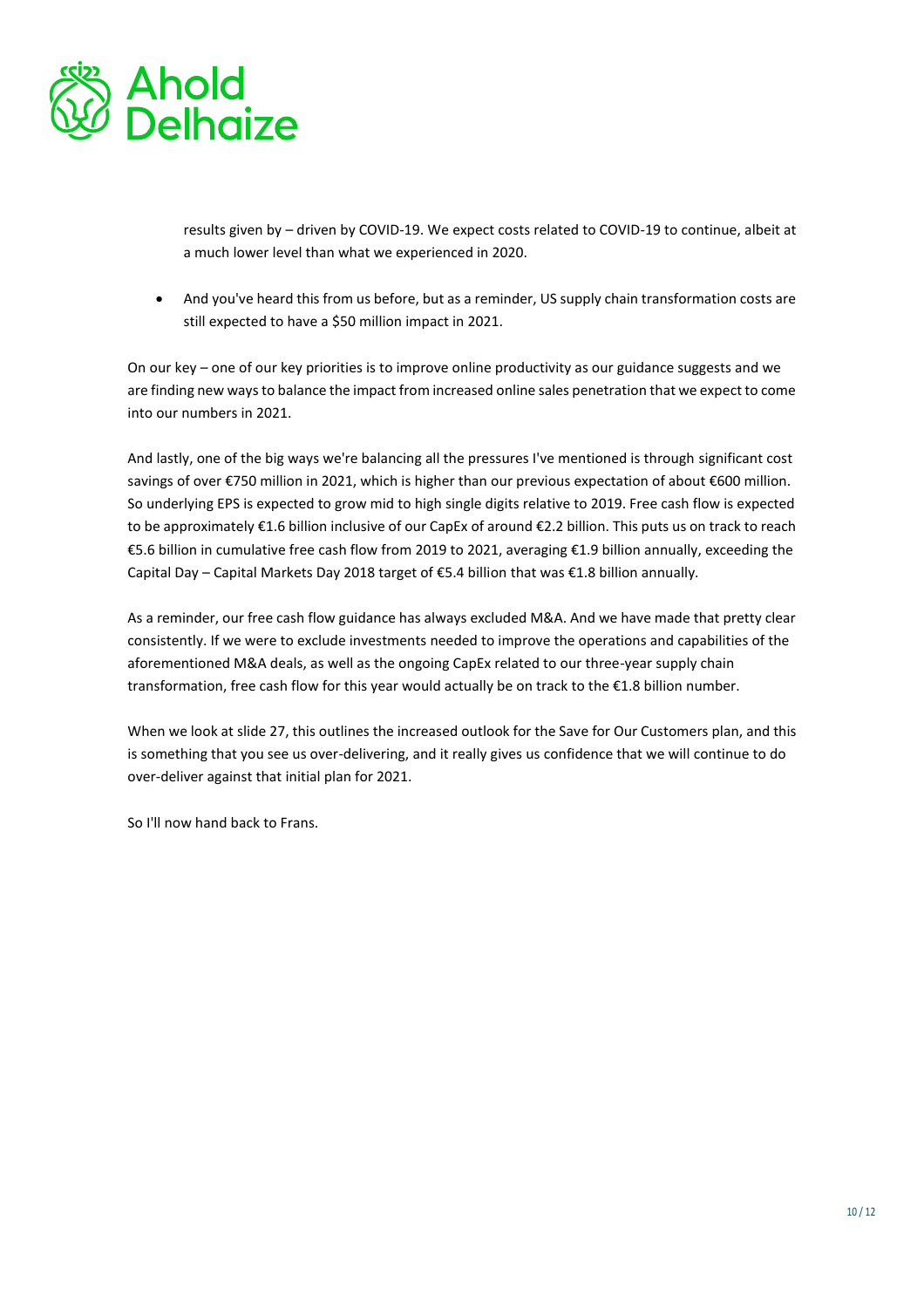results given by – driven by COVID-19. We expect costs related to COVID-19 to continue, albeit at a much lower level than what we experienced in 2020.

- And you've heard this from us before, but as a reminder, US supply chain transformation costs are still expected to have a \$50 million impact in 2021.

On our key – one of our key priorities is to improve online productivity as our guidance suggests and we are finding new ways to balance the impact from increased online sales penetration that we expect to come into our numbers in 2021.

And lastly, one of the big ways we're balancing all the pressures I've mentioned is through significant cost savings of over €750 million in 2021, which is higher than our previous expectation of about €600 million. So underlying EPS is expected to grow mid to high single digits relative to 2019. Free cash flow is expected to be approximately €1.6 billion inclusive of our CapEx of around €2.2 billion. This puts us on track to reach €5.6 billion in cumulative free cash flow from 2019 to 2021, averaging €1.9 billion annually, exceeding the Capital Day – Capital Markets Day 2018 target of €5.4 billion that was €1.8 billion annually.

As a reminder, our free cash flow guidance has always excluded M&A. And we have made that pretty clear consistently. If we were to exclude investments needed to improve the operations and capabilities of the aforementioned M&A deals, as well as the ongoing CapEx related to our three-year supply chain transformation, free cash flow for this year would actually be on track to the €1.8 billion number.

When we look at slide 27, this outlines the increased outlook for the Save for Our Customers plan, and this is something that you see us over-delivering, and it really gives us confidence that we will continue to do over-deliver against that initial plan for 2021.

So I'll now hand back to Frans.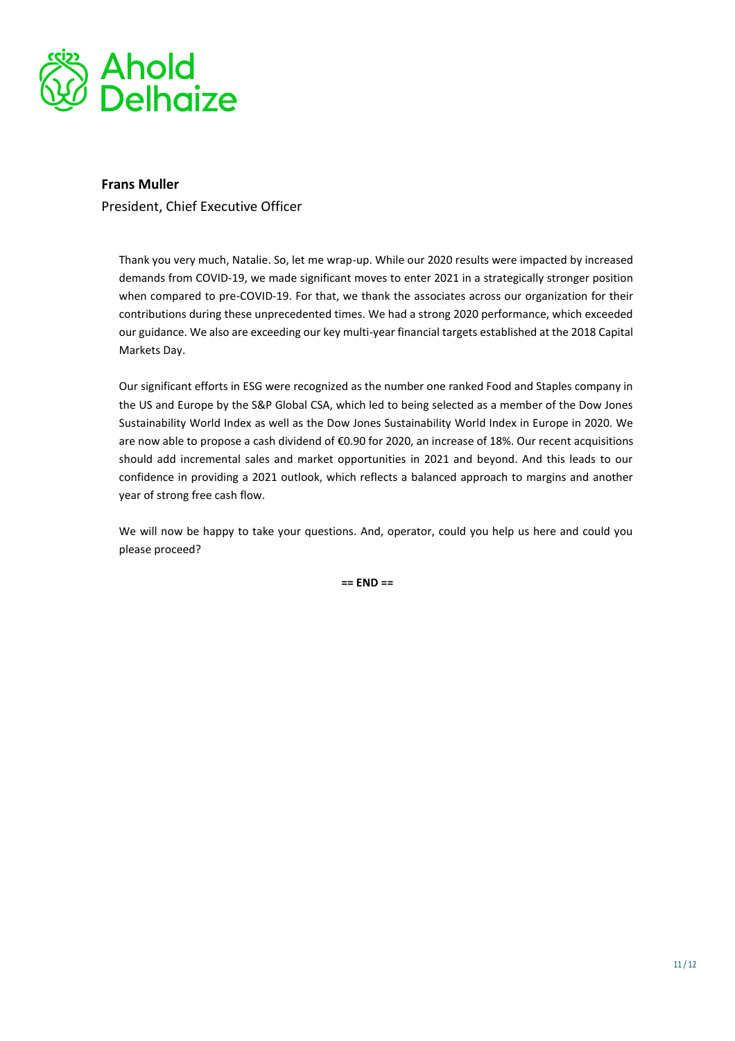**Frans Muller**

President, Chief Executive Officer

Thank you very much, Natalie. So, let me wrap-up. While our 2020 results were impacted by increased demands from COVID-19, we made significant moves to enter 2021 in a strategically stronger position when compared to pre-COVID-19. For that, we thank the associates across our organization for their contributions during these unprecedented times. We had a strong 2020 performance, which exceeded our guidance. We also are exceeding our key multi-year financial targets established at the 2018 Capital Markets Day.

Our significant efforts in ESG were recognized as the number one ranked Food and Staples company in the US and Europe by the S&P Global CSA, which led to being selected as a member of the Dow Jones Sustainability World Index as well as the Dow Jones Sustainability World Index in Europe in 2020. We are now able to propose a cash dividend of €0.90 for 2020, an increase of 18%. Our recent acquisitions should add incremental sales and market opportunities in 2021 and beyond. And this leads to our confidence in providing a 2021 outlook, which reflects a balanced approach to margins and another year of strong free cash flow.

We will now be happy to take your questions. And, operator, could you help us here and could you please proceed?

**== END ==**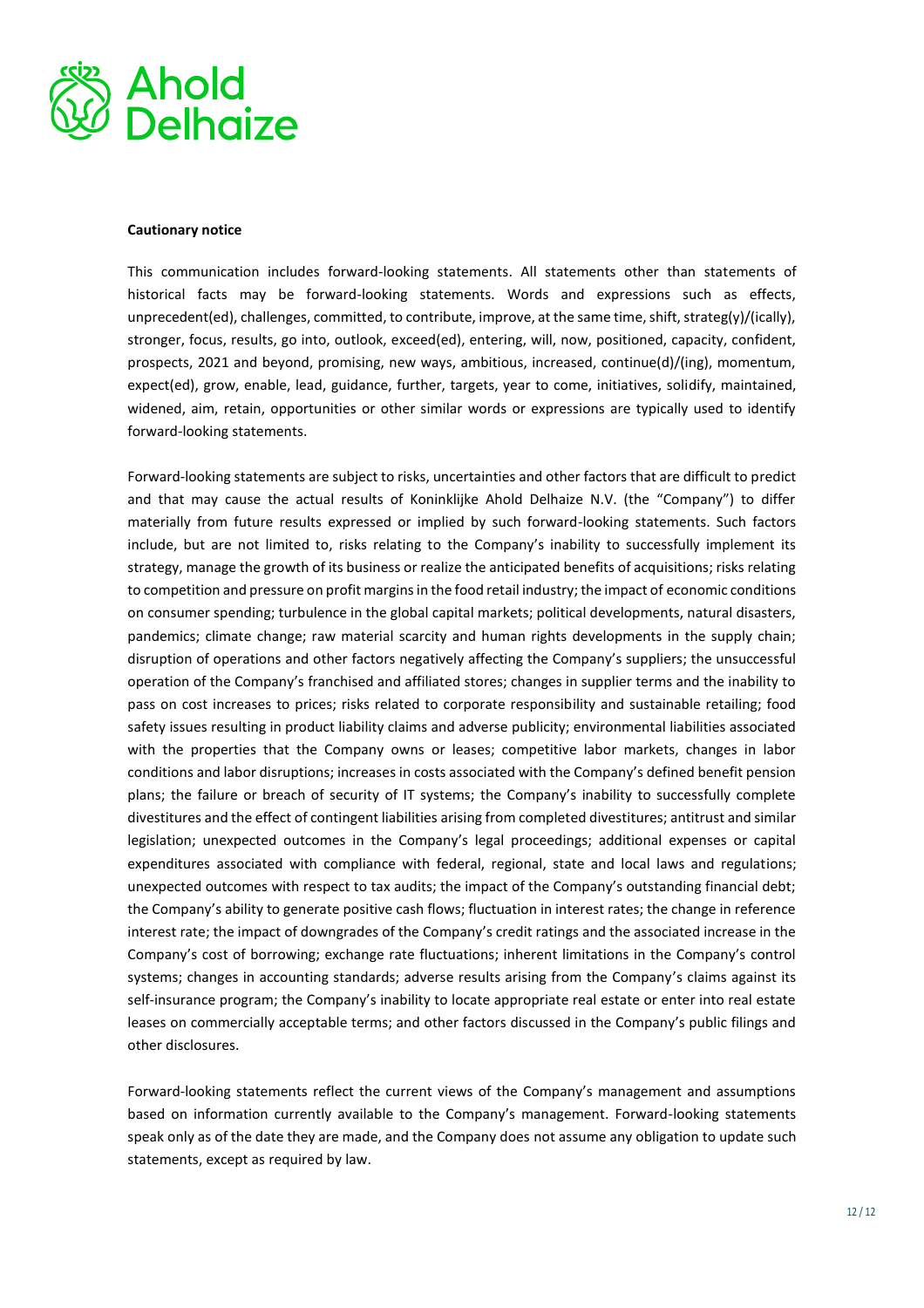**Cautionary notice**

This communication includes forward-looking statements. All statements other than statements of historical facts may be forward-looking statements. Words and expressions such as effects, unprecedent(ed), challenges, committed, to contribute, improve, at the same time, shift, strateg(y)/(ically), stronger, focus, results, go into, outlook, exceed(ed), entering, will, now, positioned, capacity, confident, prospects, 2021 and beyond, promising, new ways, ambitious, increased, continue(d)/(ing), momentum, expect(ed), grow, enable, lead, guidance, further, targets, year to come, initiatives, solidify, maintained, widened, aim, retain, opportunities or other similar words or expressions are typically used to identify forward-looking statements.

Forward-looking statements are subject to risks, uncertainties and other factors that are difficult to predict and that may cause the actual results of Koninklijke Ahold Delhaize N.V. (the "Company") to differ materially from future results expressed or implied by such forward-looking statements. Such factors include, but are not limited to, risks relating to the Company's inability to successfully implement its strategy, manage the growth of its business or realize the anticipated benefits of acquisitions; risks relating to competition and pressure on profit margins in the food retail industry; the impact of economic conditions on consumer spending; turbulence in the global capital markets; political developments, natural disasters, pandemics; climate change; raw material scarcity and human rights developments in the supply chain; disruption of operations and other factors negatively affecting the Company's suppliers; the unsuccessful operation of the Company's franchised and affiliated stores; changes in supplier terms and the inability to pass on cost increases to prices; risks related to corporate responsibility and sustainable retailing; food safety issues resulting in product liability claims and adverse publicity; environmental liabilities associated with the properties that the Company owns or leases; competitive labor markets, changes in labor conditions and labor disruptions; increases in costs associated with the Company's defined benefit pension plans; the failure or breach of security of IT systems; the Company's inability to successfully complete divestitures and the effect of contingent liabilities arising from completed divestitures; antitrust and similar legislation; unexpected outcomes in the Company's legal proceedings; additional expenses or capital expenditures associated with compliance with federal, regional, state and local laws and regulations; unexpected outcomes with respect to tax audits; the impact of the Company's outstanding financial debt; the Company's ability to generate positive cash flows; fluctuation in interest rates; the change in reference interest rate; the impact of downgrades of the Company's credit ratings and the associated increase in the Company's cost of borrowing; exchange rate fluctuations; inherent limitations in the Company's control systems; changes in accounting standards; adverse results arising from the Company's claims against its self-insurance program; the Company's inability to locate appropriate real estate or enter into real estate leases on commercially acceptable terms; and other factors discussed in the Company's public filings and other disclosures.

Forward-looking statements reflect the current views of the Company's management and assumptions based on information currently available to the Company's management. Forward-looking statements speak only as of the date they are made, and the Company does not assume any obligation to update such statements, except as required by law.